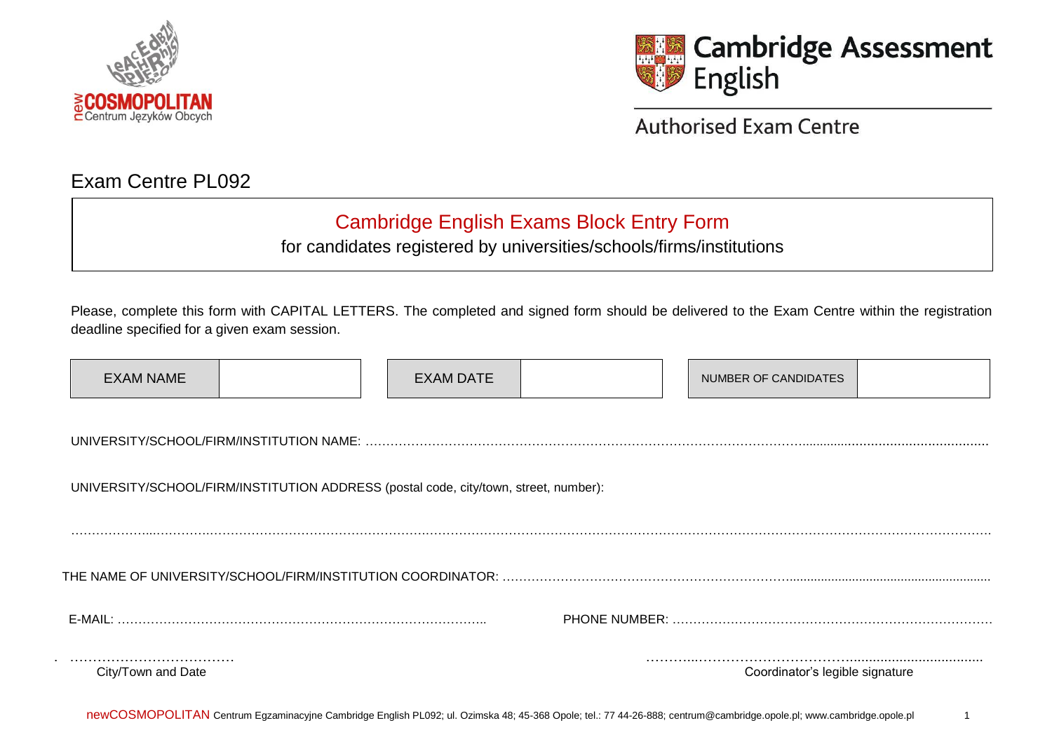newCOSMOPOLITAN Centrum Języków Obcych

Cambridge Assessment English

Authorised Exam Centre

# Exam Centre PL092

## Cambridge English Exams Block Entry Form

for candidates registered by universities/schools/firms/institutions

Please, complete this form with CAPITAL LETTERS. The completed and signed form should be delivered to the Exam Centre within the registration deadline specified for a given exam session.

| EXAM NAME | | EXAM DATE | | NUMBER OF CANDIDATES | |
|---|---|---|---|---|---|

UNIVERSITY/SCHOOL/FIRM/INSTITUTION NAME: ……………………………………………………………………………………………………………………………

UNIVERSITY/SCHOOL/FIRM/INSTITUTION ADDRESS (postal code, city/town, street, number):

……………………………………………………………………………………………………………………………………………………………………………

THE NAME OF UNIVERSITY/SCHOOL/FIRM/INSTITUTION COORDINATOR: ……………………………………………………………………………………

E-MAIL: ……………………………………………………………………………….. PHONE NUMBER: …………………………………………………………………

……………………………… ………………………………………………………………

City/Town and Date Coordinator's legible signature

newCOSMOPOLITAN Centrum Egzaminacyjne Cambridge English PL092; ul. Ozimska 48; 45-368 Opole; tel.: 77 44-26-888; centrum@cambridge.opole.pl; www.cambridge.opole.pl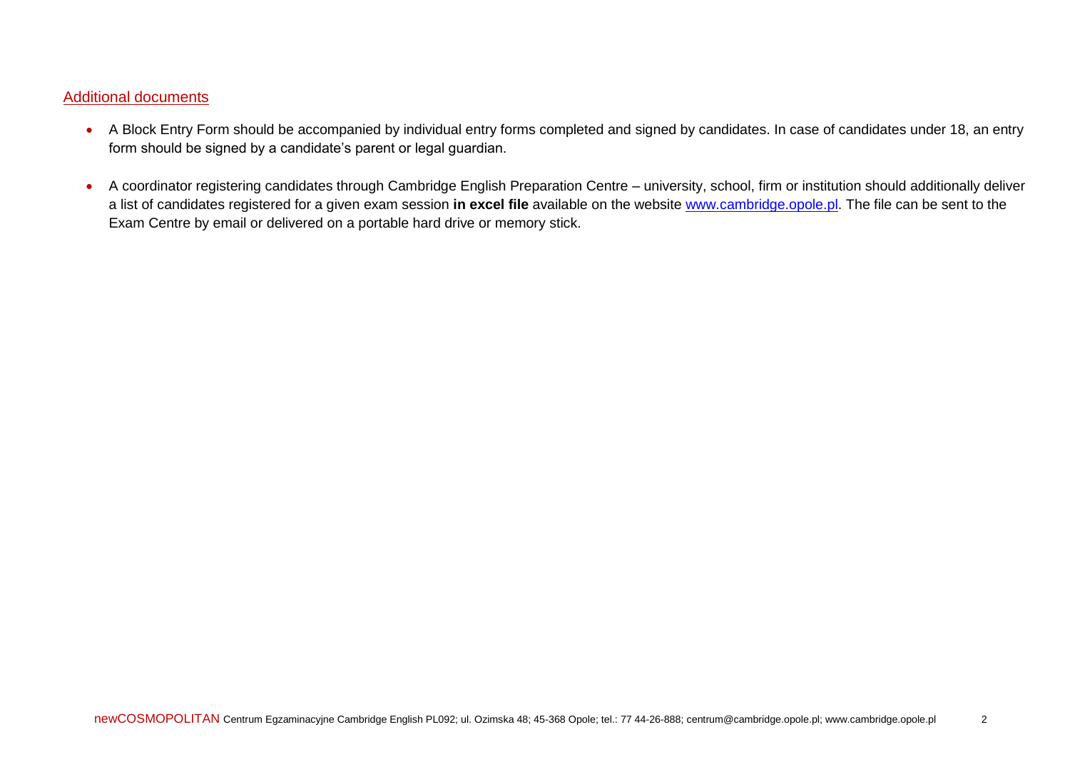## Additional documents

- A Block Entry Form should be accompanied by individual entry forms completed and signed by candidates. In case of candidates under 18, an entry form should be signed by a candidate's parent or legal guardian.
- A coordinator registering candidates through Cambridge English Preparation Centre – university, school, firm or institution should additionally deliver a list of candidates registered for a given exam session **in excel file** available on the website [www.cambridge.opole.pl](http://www.cambridge.opole.pl). The file can be sent to the Exam Centre by email or delivered on a portable hard drive or memory stick.